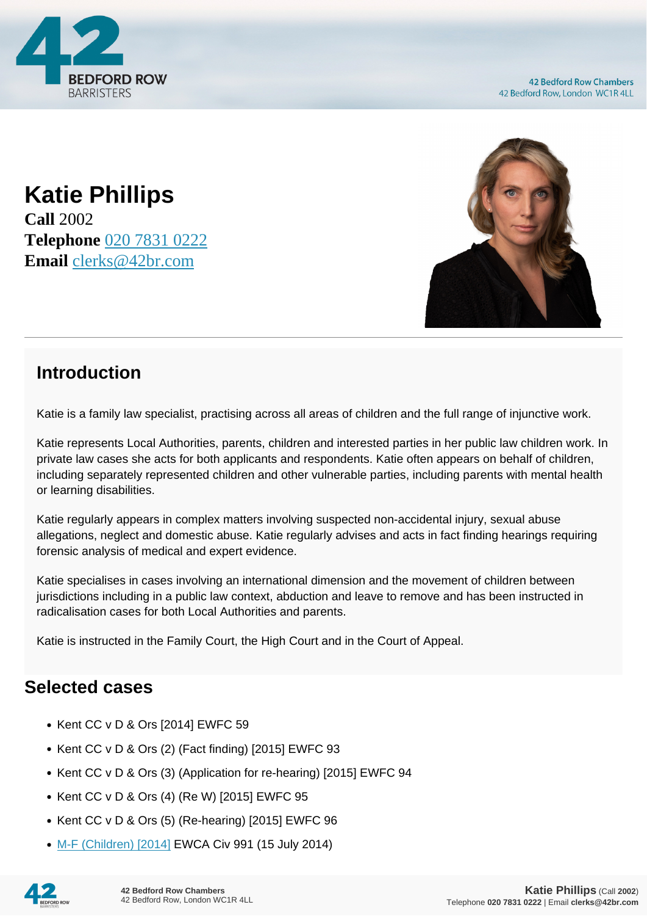# Katie Phillips

**Call** 2002
**Telephone** 020 7831 0222
**Email** clerks@42br.com

## Introduction

Katie is a family law specialist, practising across all areas of children and the full range of injunctive work.

Katie represents Local Authorities, parents, children and interested parties in her public law children work. In private law cases she acts for both applicants and respondents. Katie often appears on behalf of children, including separately represented children and other vulnerable parties, including parents with mental health or learning disabilities.

Katie regularly appears in complex matters involving suspected non-accidental injury, sexual abuse allegations, neglect and domestic abuse. Katie regularly advises and acts in fact finding hearings requiring forensic analysis of medical and expert evidence.

Katie specialises in cases involving an international dimension and the movement of children between jurisdictions including in a public law context, abduction and leave to remove and has been instructed in radicalisation cases for both Local Authorities and parents.

Katie is instructed in the Family Court, the High Court and in the Court of Appeal.

## Selected cases

- Kent CC v D & Ors [2014] EWFC 59
- Kent CC v D & Ors (2) (Fact finding) [2015] EWFC 93
- Kent CC v D & Ors (3) (Application for re-hearing) [2015] EWFC 94
- Kent CC v D & Ors (4) (Re W) [2015] EWFC 95
- Kent CC v D & Ors (5) (Re-hearing) [2015] EWFC 96
- M-F (Children) [2014] EWCA Civ 991 (15 July 2014)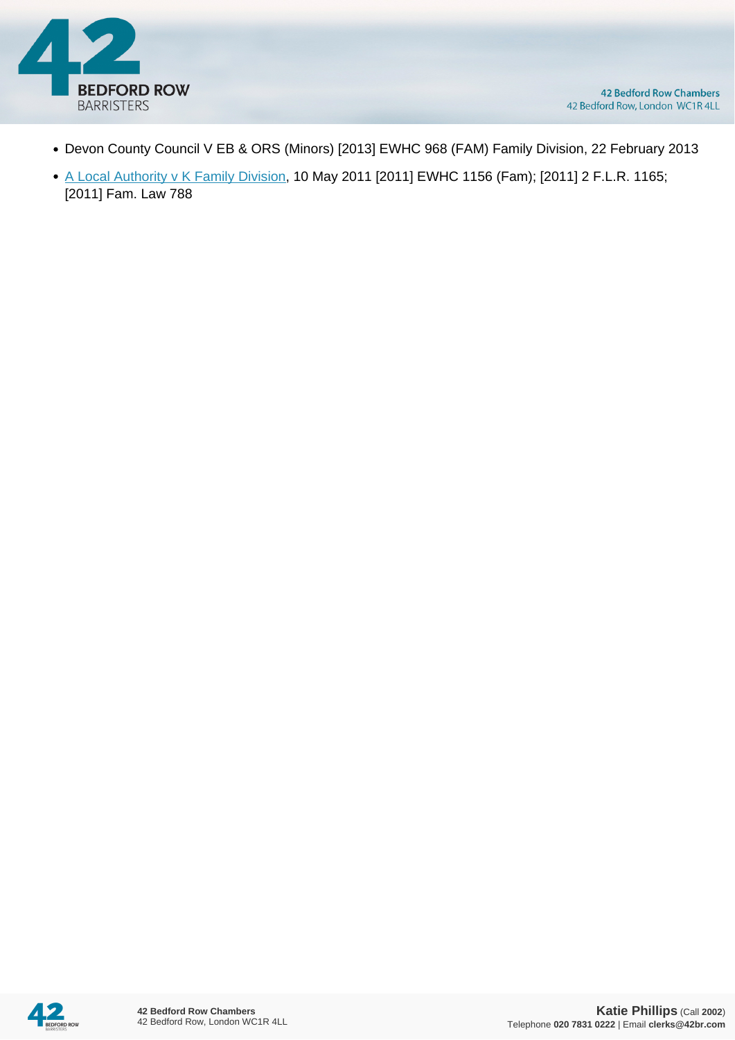- Devon County Council V EB & ORS (Minors) [2013] EWHC 968 (FAM) Family Division, 22 February 2013
- A Local Authority v K Family Division, 10 May 2011 [2011] EWHC 1156 (Fam); [2011] 2 F.L.R. 1165; [2011] Fam. Law 788